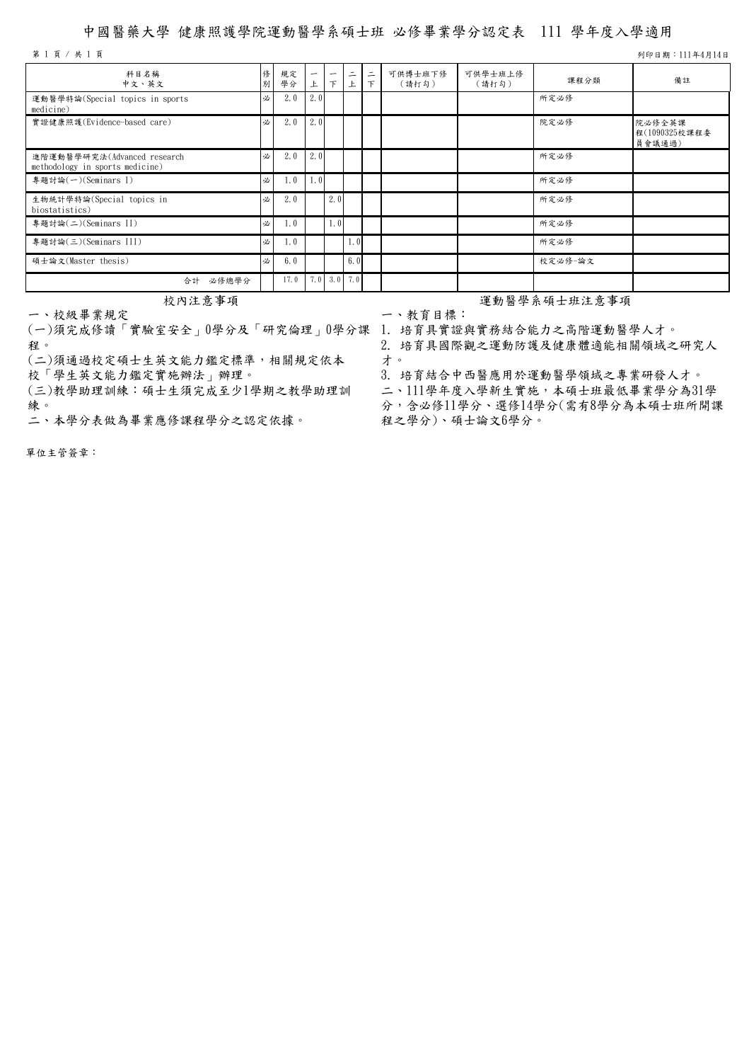# 中國醫藥大學 健康照護學院運動醫學系碩士班 必修畢業學分認定表 111 學年度入學適用

列印日期：111年4月14日

| 科目名稱<br>中文、英文 | 修別 | 規定學分 | 一上 | 一下 | 二上 | 二下 | 可供博士班下修（請打勾） | 可供學士班上修（請打勾） | 課程分類 | 備註 |
|---|---|---|---|---|---|---|---|---|---|---|
| 運動醫學特論(Special topics in sports medicine) | 必 | 2.0 | 2.0 | | | | | | 所定必修 | |
| 實證健康照護(Evidence-based care) | 必 | 2.0 | 2.0 | | | | | | 院定必修 | 院必修全英課程(1090325校課程委員會議通過) |
| 進階運動醫學研究法(Advanced research methodology in sports medicine) | 必 | 2.0 | 2.0 | | | | | | 所定必修 | |
| 專題討論(一)(Seminars I) | 必 | 1.0 | 1.0 | | | | | | 所定必修 | |
| 生物統計學特論(Special topics in biostatistics) | 必 | 2.0 | | 2.0 | | | | | 所定必修 | |
| 專題討論(二)(Seminars II) | 必 | 1.0 | | 1.0 | | | | | 所定必修 | |
| 專題討論(三)(Seminars III) | 必 | 1.0 | | | 1.0 | | | | 所定必修 | |
| 碩士論文(Master thesis) | 必 | 6.0 | | | 6.0 | | | | 校定必修-論文 | |
| 合計 必修總學分 | | 17.0 | 7.0 | 3.0 | 7.0 | | | | | |

## 校內注意事項

一、校級畢業規定

(一)須完成修讀「實驗室安全」0學分及「研究倫理」0學分課程。

(二)須通過校定碩士生英文能力鑑定標準，相關規定依本校「學生英文能力鑑定實施辦法」辦理。

(三)教學助理訓練：碩士生須完成至少1學期之教學助理訓練。

二、本學分表做為畢業應修課程學分之認定依據。

## 運動醫學系碩士班注意事項

一、教育目標：

1. 培育具實證與實務結合能力之高階運動醫學人才。
2. 培育具國際觀之運動防護及健康體適能相關領域之研究人才。
3. 培育結合中西醫應用於運動醫學領域之專業研發人才。

二、111學年度入學新生實施，本碩士班最低畢業學分為31學分，含必修11學分、選修14學分(需有8學分為本碩士班所開課程之學分)、碩士論文6學分。

單位主管簽章：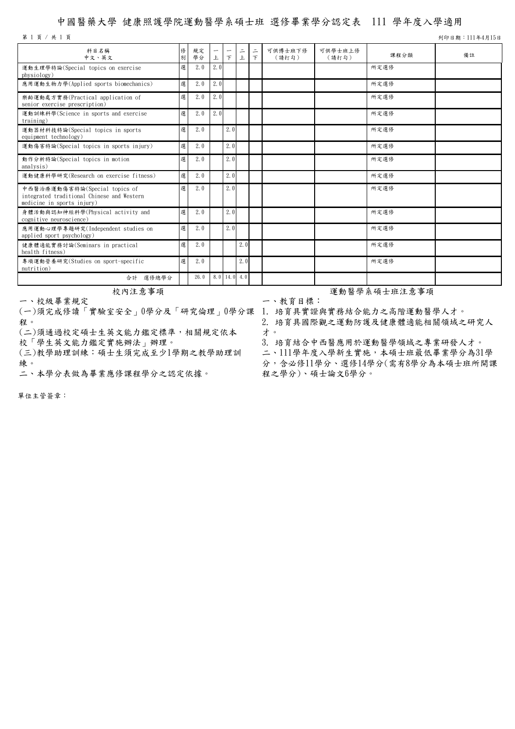# 中國醫藥大學 健康照護學院運動醫學系碩士班 選修畢業學分認定表 111 學年度入學適用

列印日期：111年4月15日

| 科目名稱<br>中文、英文 | 修別 | 規定學分 | 一上 | 一下 | 二上 | 二下 | 可供博士班下修（請打勾） | 可供學士班上修（請打勾） | 課程分類 | 備註 |
|---|---|---|---|---|---|---|---|---|---|---|
| 運動生理學特論(Special topics on exercise physiology) | 選 | 2.0 | 2.0 | | | | | | 所定選修 | |
| 應用運動生物力學(Applied sports biomechanics) | 選 | 2.0 | 2.0 | | | | | | 所定選修 | |
| 樂齡運動處方實務(Practical application of senior exercise prescription) | 選 | 2.0 | 2.0 | | | | | | 所定選修 | |
| 運動訓練科學(Science in sports and exercise training) | 選 | 2.0 | 2.0 | | | | | | 所定選修 | |
| 運動器材科技特論(Special topics in sports equipment technology) | 選 | 2.0 | | 2.0 | | | | | 所定選修 | |
| 運動傷害特論(Special topics in sports injury) | 選 | 2.0 | | 2.0 | | | | | 所定選修 | |
| 動作分析特論(Special topics in motion analysis) | 選 | 2.0 | | 2.0 | | | | | 所定選修 | |
| 運動健康科學研究(Research on exercise fitness) | 選 | 2.0 | | 2.0 | | | | | 所定選修 | |
| 中西醫治療運動傷害特論(Special topics of integrated traditional Chinese and Western medicine in sports injury) | 選 | 2.0 | | 2.0 | | | | | 所定選修 | |
| 身體活動與認知神經科學(Physical activity and cognitive neuroscience) | 選 | 2.0 | | 2.0 | | | | | 所定選修 | |
| 應用運動心理學專題研究(Independent studies on applied sport psychology) | 選 | 2.0 | | 2.0 | | | | | 所定選修 | |
| 健康體適能實務討論(Seminars in practical health fitness) | 選 | 2.0 | | | 2.0 | | | | 所定選修 | |
| 專項運動營養研究(Studies on sport-specific nutrition) | 選 | 2.0 | | | 2.0 | | | | 所定選修 | |
| 合計 選修總學分 | | 26.0 | 8.0 | 14.0 | 4.0 | | | | | |

## 校內注意事項

一、校級畢業規定

(一)須完成修讀「實驗室安全」0學分及「研究倫理」0學分課程。

(二)須通過校定碩士生英文能力鑑定標準，相關規定依本校「學生英文能力鑑定實施辦法」辦理。

(三)教學助理訓練：碩士生須完成至少1學期之教學助理訓練。

二、本學分表做為畢業應修課程學分之認定依據。

## 運動醫學系碩士班注意事項

一、教育目標：

1. 培育具實證與實務結合能力之高階運動醫學人才。
2. 培育具國際觀之運動防護及健康體適能相關領域之研究人才。
3. 培育結合中西醫應用於運動醫學領域之專業研發人才。

二、111學年度入學新生實施，本碩士班最低畢業學分為31學分，含必修11學分、選修14學分(需有8學分為本碩士班所開課程之學分)、碩士論文6學分。

單位主管簽章：